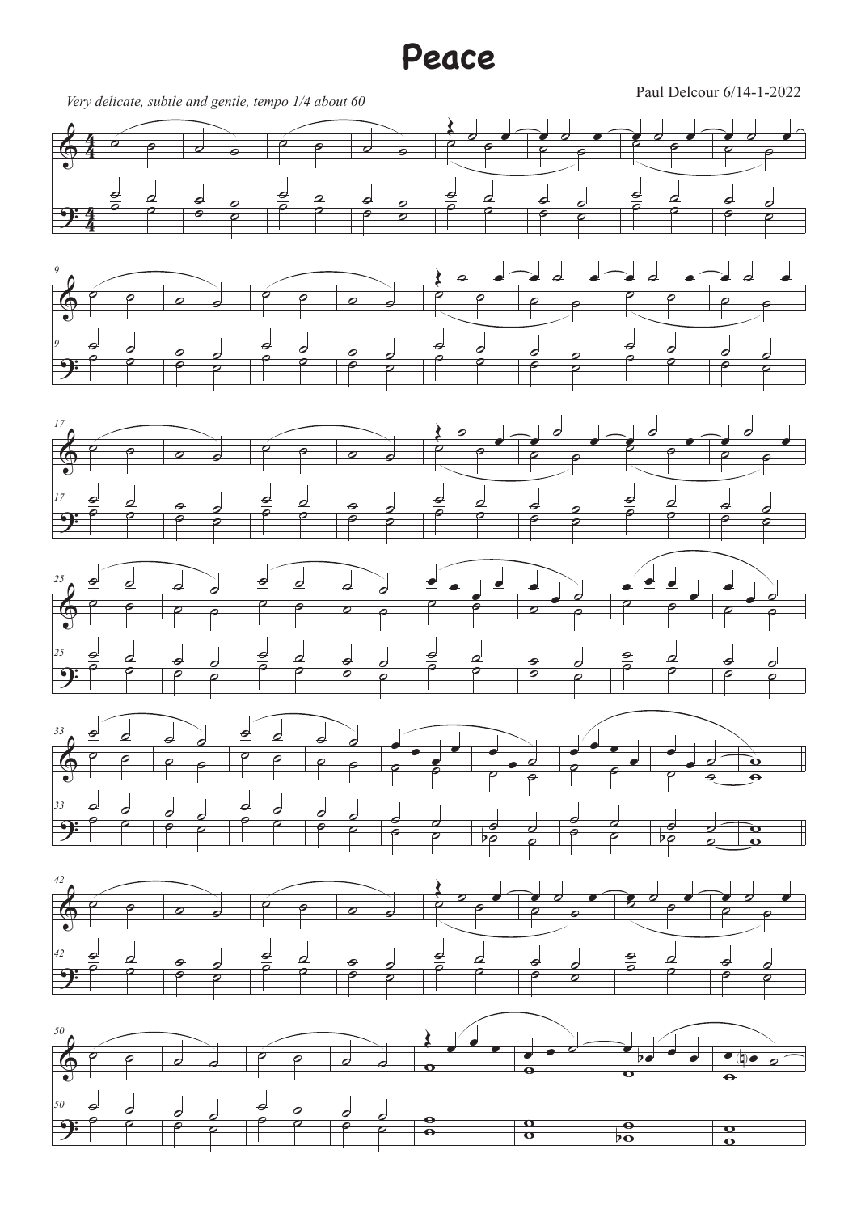# Peace

*Very delicate, subtle and gentle, tempo 1/4 about 60*

Paul Delcour 6/14-1-2022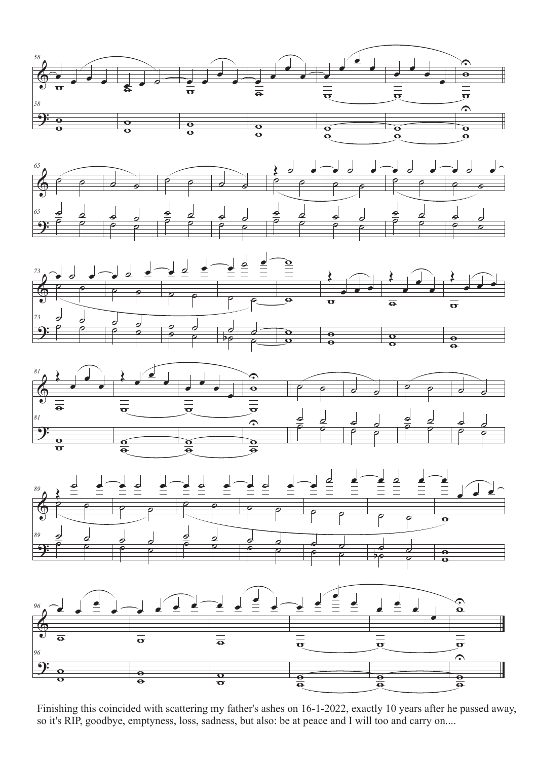Finishing this coincided with scattering my father's ashes on 16-1-2022, exactly 10 years after he passed away, so it's RIP, goodbye, emptyness, loss, sadness, but also: be at peace and I will too and carry on....